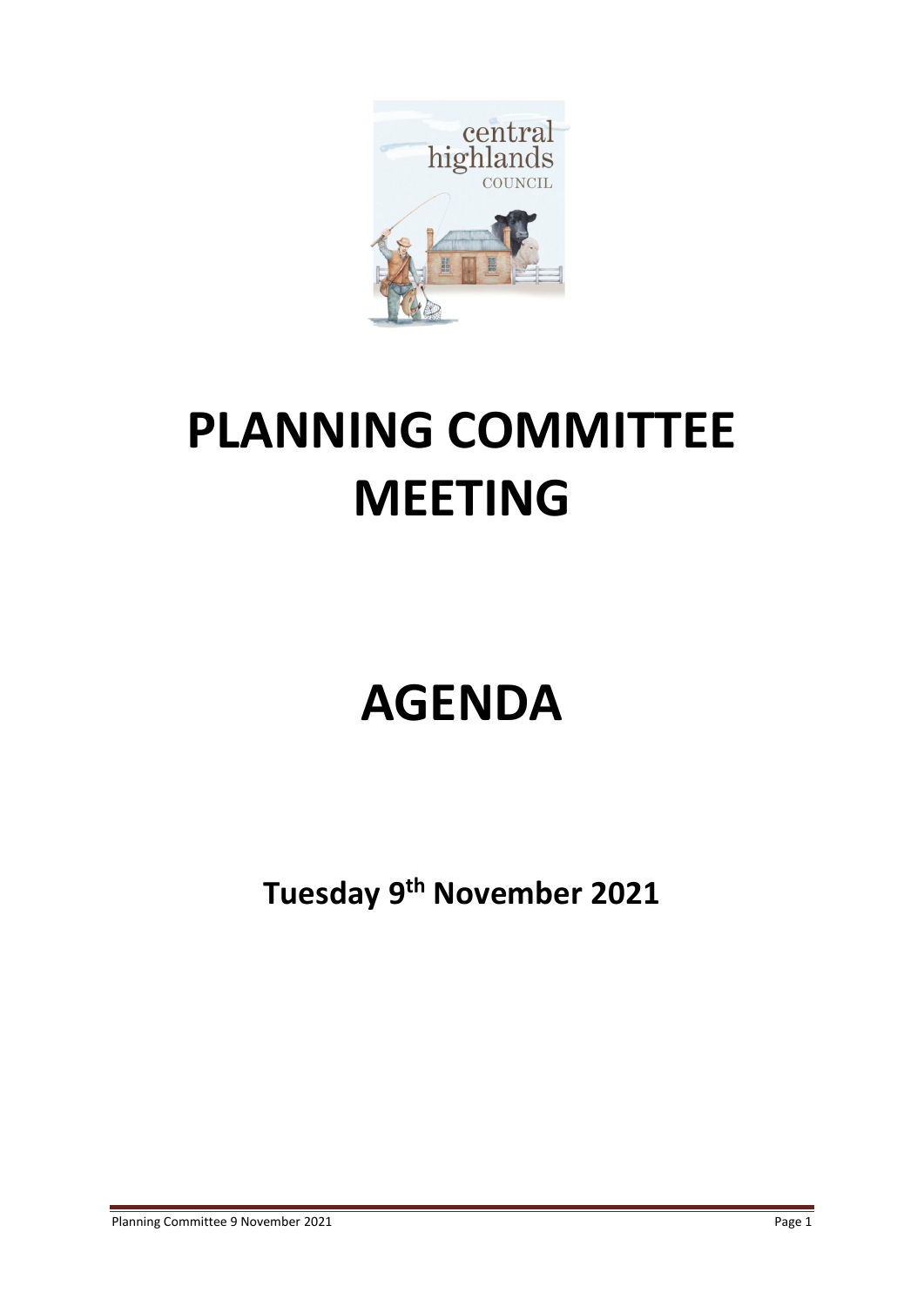# PLANNING COMMITTEE MEETING

# AGENDA

**Tuesday 9th November 2021**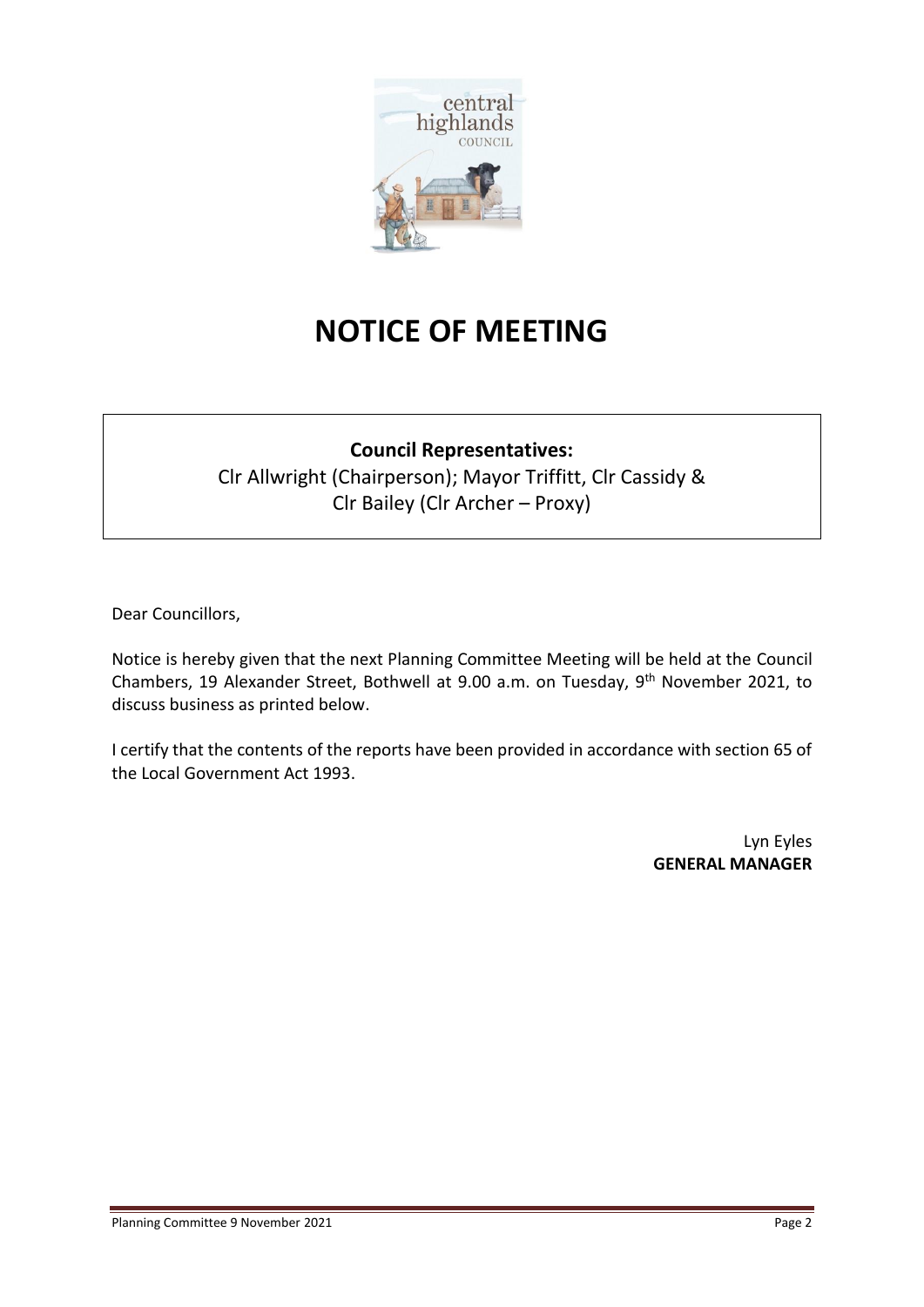# NOTICE OF MEETING

**Council Representatives:**
Clr Allwright (Chairperson); Mayor Triffitt, Clr Cassidy & Clr Bailey (Clr Archer – Proxy)

Dear Councillors,

Notice is hereby given that the next Planning Committee Meeting will be held at the Council Chambers, 19 Alexander Street, Bothwell at 9.00 a.m. on Tuesday, 9th November 2021, to discuss business as printed below.

I certify that the contents of the reports have been provided in accordance with section 65 of the Local Government Act 1993.

Lyn Eyles
**GENERAL MANAGER**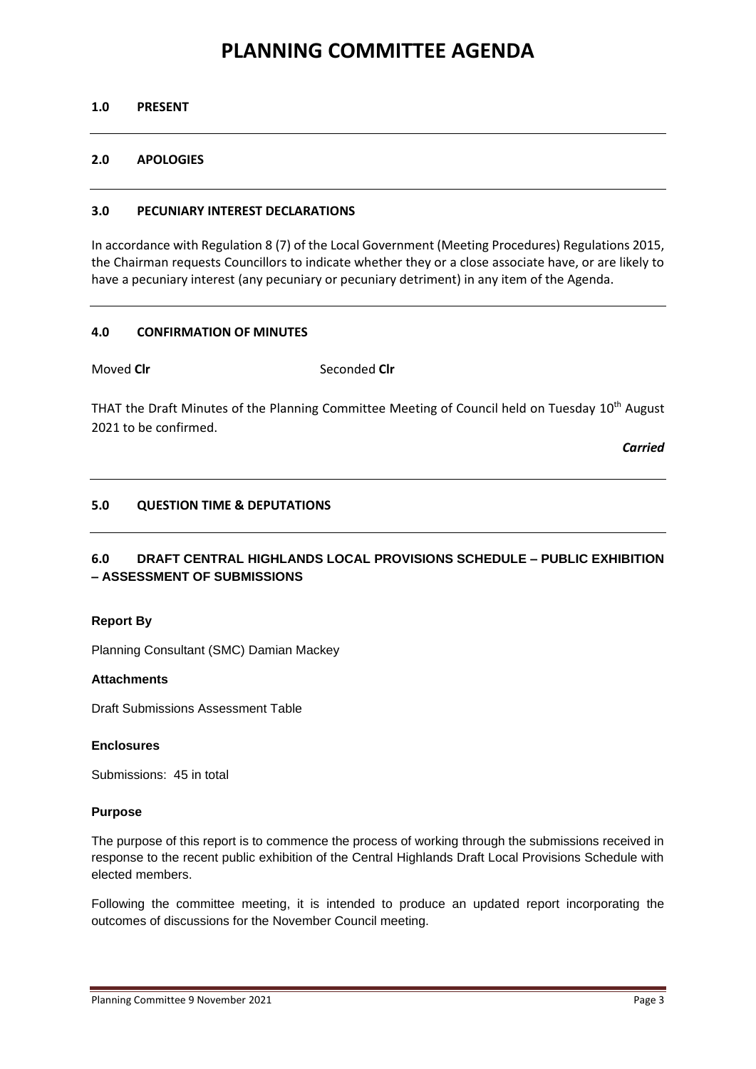# PLANNING COMMITTEE AGENDA

## 1.0 PRESENT

## 2.0 APOLOGIES

## 3.0 PECUNIARY INTEREST DECLARATIONS

In accordance with Regulation 8 (7) of the Local Government (Meeting Procedures) Regulations 2015, the Chairman requests Councillors to indicate whether they or a close associate have, or are likely to have a pecuniary interest (any pecuniary or pecuniary detriment) in any item of the Agenda.

## 4.0 CONFIRMATION OF MINUTES

Moved **Clr** Seconded **Clr**

THAT the Draft Minutes of the Planning Committee Meeting of Council held on Tuesday 10th August 2021 to be confirmed.

***Carried***

## 5.0 QUESTION TIME & DEPUTATIONS

## 6.0 DRAFT CENTRAL HIGHLANDS LOCAL PROVISIONS SCHEDULE – PUBLIC EXHIBITION – ASSESSMENT OF SUBMISSIONS

**Report By**

Planning Consultant (SMC) Damian Mackey

**Attachments**

Draft Submissions Assessment Table

**Enclosures**

Submissions: 45 in total

**Purpose**

The purpose of this report is to commence the process of working through the submissions received in response to the recent public exhibition of the Central Highlands Draft Local Provisions Schedule with elected members.

Following the committee meeting, it is intended to produce an updated report incorporating the outcomes of discussions for the November Council meeting.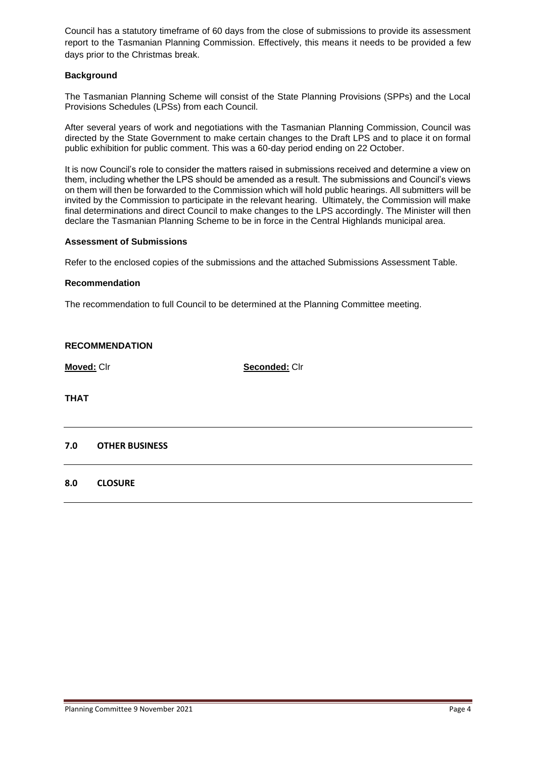Council has a statutory timeframe of 60 days from the close of submissions to provide its assessment report to the Tasmanian Planning Commission. Effectively, this means it needs to be provided a few days prior to the Christmas break.

**Background**

The Tasmanian Planning Scheme will consist of the State Planning Provisions (SPPs) and the Local Provisions Schedules (LPSs) from each Council.

After several years of work and negotiations with the Tasmanian Planning Commission, Council was directed by the State Government to make certain changes to the Draft LPS and to place it on formal public exhibition for public comment. This was a 60-day period ending on 22 October.

It is now Council's role to consider the matters raised in submissions received and determine a view on them, including whether the LPS should be amended as a result. The submissions and Council's views on them will then be forwarded to the Commission which will hold public hearings. All submitters will be invited by the Commission to participate in the relevant hearing. Ultimately, the Commission will make final determinations and direct Council to make changes to the LPS accordingly. The Minister will then declare the Tasmanian Planning Scheme to be in force in the Central Highlands municipal area.

**Assessment of Submissions**

Refer to the enclosed copies of the submissions and the attached Submissions Assessment Table.

**Recommendation**

The recommendation to full Council to be determined at the Planning Committee meeting.

**RECOMMENDATION**

**Moved:** Clr **Seconded:** Clr

**THAT**

---

## 7.0 OTHER BUSINESS

---

## 8.0 CLOSURE

---